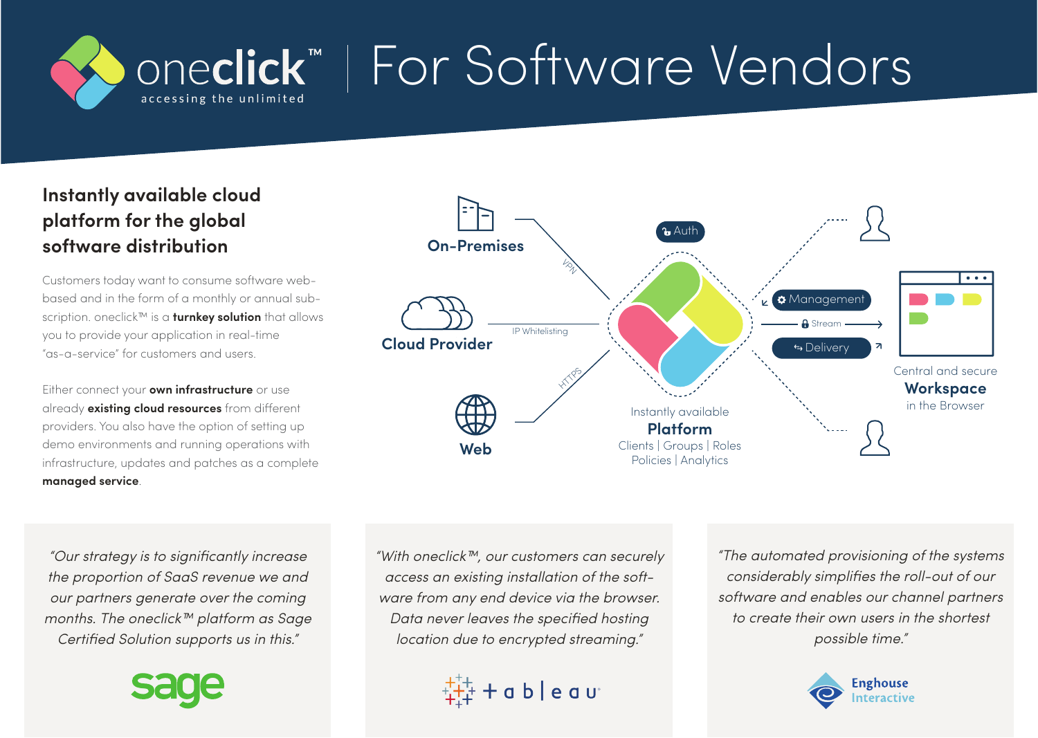# oneclick™ | For Software Vendors

accessing the unlimited

## Instantly available cloud platform for the global software distribution

Customers today want to consume software web-based and in the form of a monthly or annual subscription. oneclick™ is a **turnkey solution** that allows you to provide your application in real-time "as-a-service" for customers and users.

Either connect your **own infrastructure** or use already **existing cloud resources** from different providers. You also have the option of setting up demo environments and running operations with infrastructure, updates and patches as a complete **managed service**.

**On-Premises** — VPN

**Cloud Provider** — IP Whitelisting

**Web** — HTTPS

Auth

Instantly available **Platform**
Clients | Groups | Roles
Policies | Analytics

Management

Stream

Delivery

Central and secure **Workspace** in the Browser

*"Our strategy is to significantly increase the proportion of SaaS revenue we and our partners generate over the coming months. The oneclick™ platform as Sage Certified Solution supports us in this."*

sage

*"With oneclick™, our customers can securely access an existing installation of the software from any end device via the browser. Data never leaves the specified hosting location due to encrypted streaming."*

tableau

*"The automated provisioning of the systems considerably simplifies the roll-out of our software and enables our channel partners to create their own users in the shortest possible time."*

Enghouse Interactive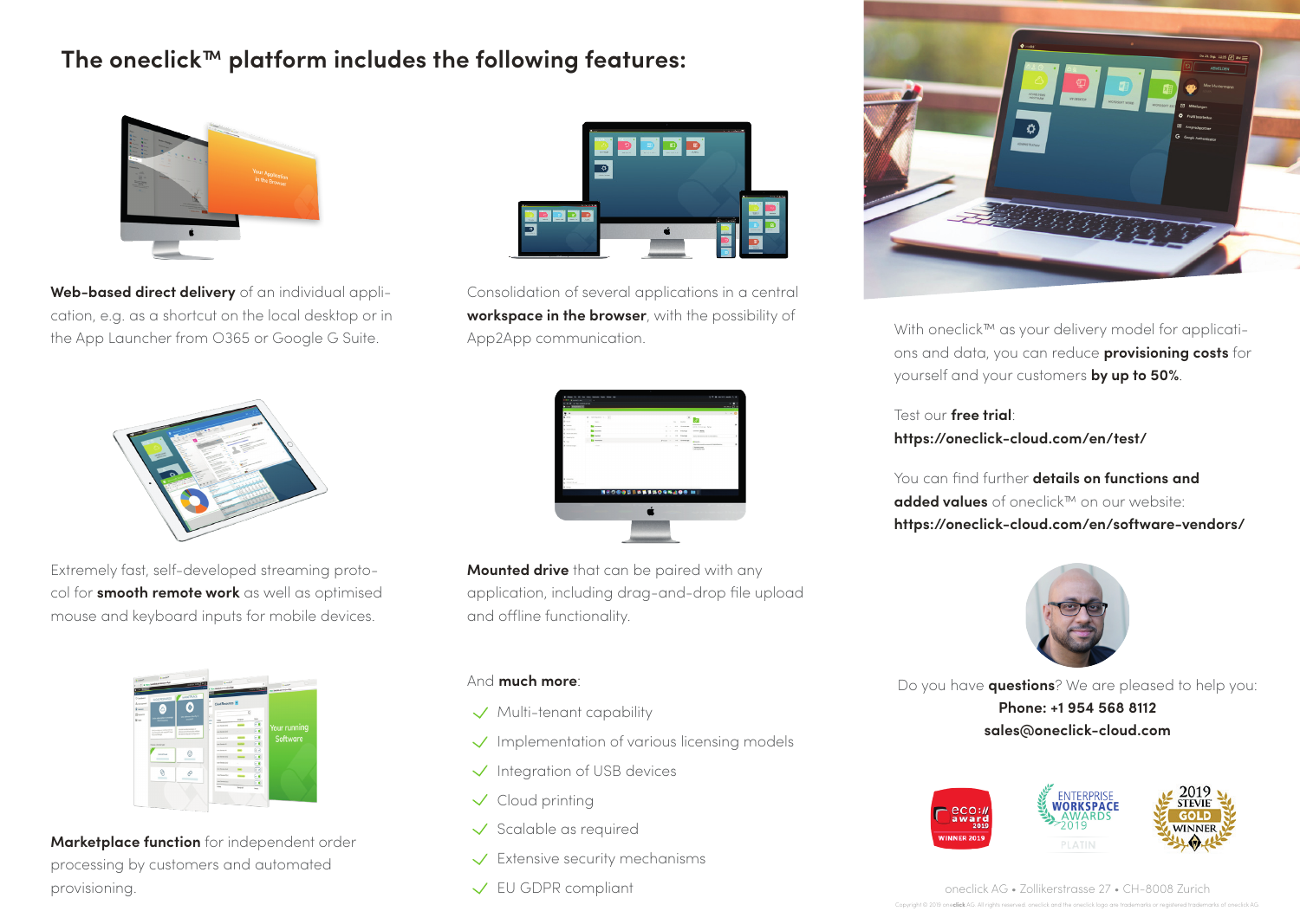## The oneclick™ platform includes the following features:

**Web-based direct delivery** of an individual application, e.g. as a shortcut on the local desktop or in the App Launcher from O365 or Google G Suite.

Consolidation of several applications in a central **workspace in the browser**, with the possibility of App2App communication.

Extremely fast, self-developed streaming protocol for **smooth remote work** as well as optimised mouse and keyboard inputs for mobile devices.

**Mounted drive** that can be paired with any application, including drag-and-drop file upload and offline functionality.

**Marketplace function** for independent order processing by customers and automated provisioning.

And **much more**:

- Multi-tenant capability
- Implementation of various licensing models
- Integration of USB devices
- Cloud printing
- Scalable as required
- Extensive security mechanisms
- EU GDPR compliant

With oneclick™ as your delivery model for applications and data, you can reduce **provisioning costs** for yourself and your customers **by up to 50%**.

Test our **free trial**:
**https://oneclick-cloud.com/en/test/**

You can find further **details on functions and added values** of oneclick™ on our website:
**https://oneclick-cloud.com/en/software-vendors/**

Do you have **questions**? We are pleased to help you:
**Phone: +1 954 568 8112**
**sales@oneclick-cloud.com**

eco:// award 2019 WINNER 2019

ENTERPRISE WORKSPACE AWARDS 2019 PLATIN

2019 STEVIE GOLD WINNER

oneclick AG • Zollikerstrasse 27 • CH-8008 Zurich

Copyright © 2019 oneclick AG. All rights reserved. oneclick and the oneclick logo are trademarks or registered trademarks of oneclick AG.